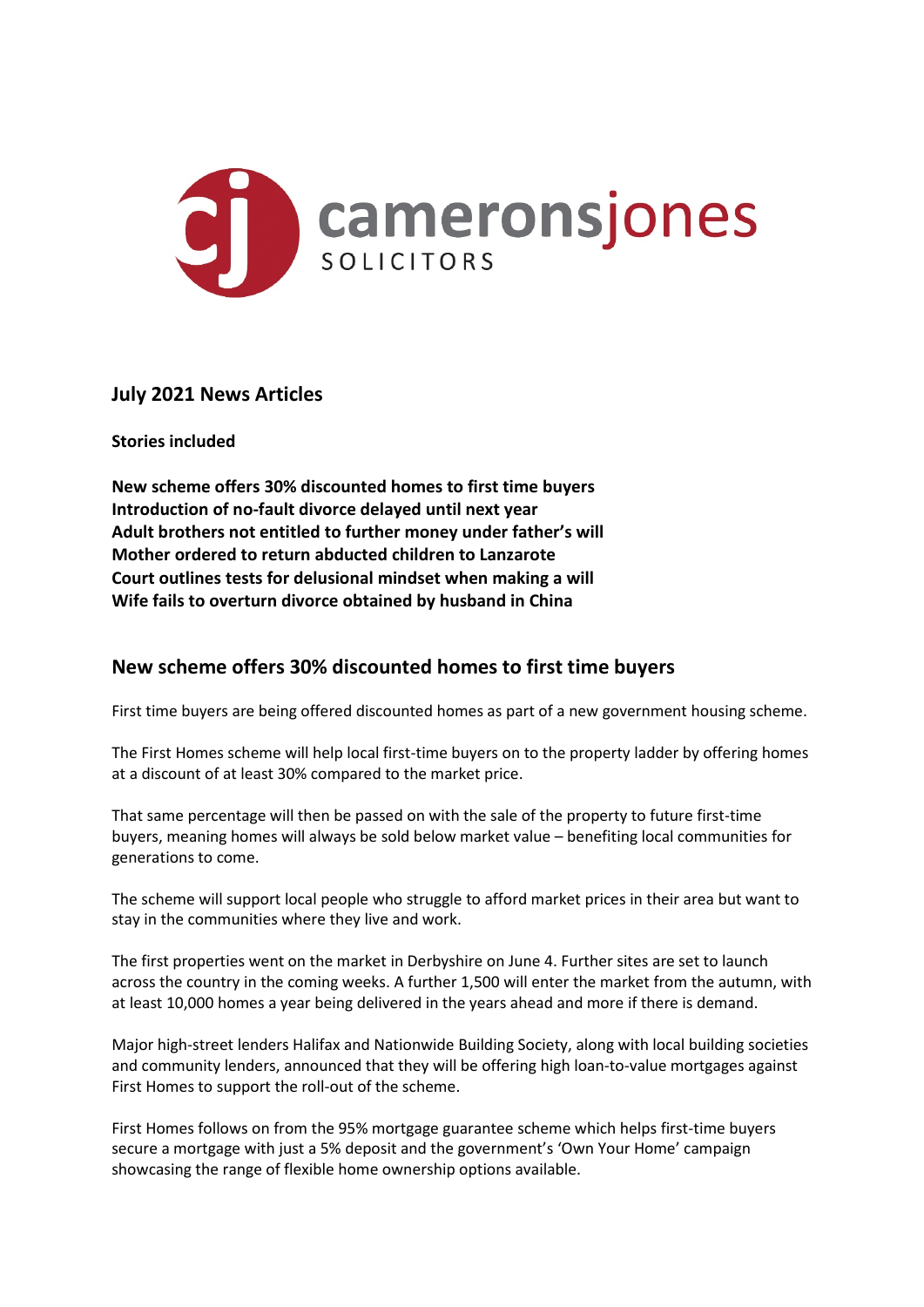camerons jones

SOLICITORS

## July 2021 News Articles

**Stories included**

**New scheme offers 30% discounted homes to first time buyers**
**Introduction of no-fault divorce delayed until next year**
**Adult brothers not entitled to further money under father's will**
**Mother ordered to return abducted children to Lanzarote**
**Court outlines tests for delusional mindset when making a will**
**Wife fails to overturn divorce obtained by husband in China**

## New scheme offers 30% discounted homes to first time buyers

First time buyers are being offered discounted homes as part of a new government housing scheme.

The First Homes scheme will help local first-time buyers on to the property ladder by offering homes at a discount of at least 30% compared to the market price.

That same percentage will then be passed on with the sale of the property to future first-time buyers, meaning homes will always be sold below market value – benefiting local communities for generations to come.

The scheme will support local people who struggle to afford market prices in their area but want to stay in the communities where they live and work.

The first properties went on the market in Derbyshire on June 4. Further sites are set to launch across the country in the coming weeks. A further 1,500 will enter the market from the autumn, with at least 10,000 homes a year being delivered in the years ahead and more if there is demand.

Major high-street lenders Halifax and Nationwide Building Society, along with local building societies and community lenders, announced that they will be offering high loan-to-value mortgages against First Homes to support the roll-out of the scheme.

First Homes follows on from the 95% mortgage guarantee scheme which helps first-time buyers secure a mortgage with just a 5% deposit and the government's 'Own Your Home' campaign showcasing the range of flexible home ownership options available.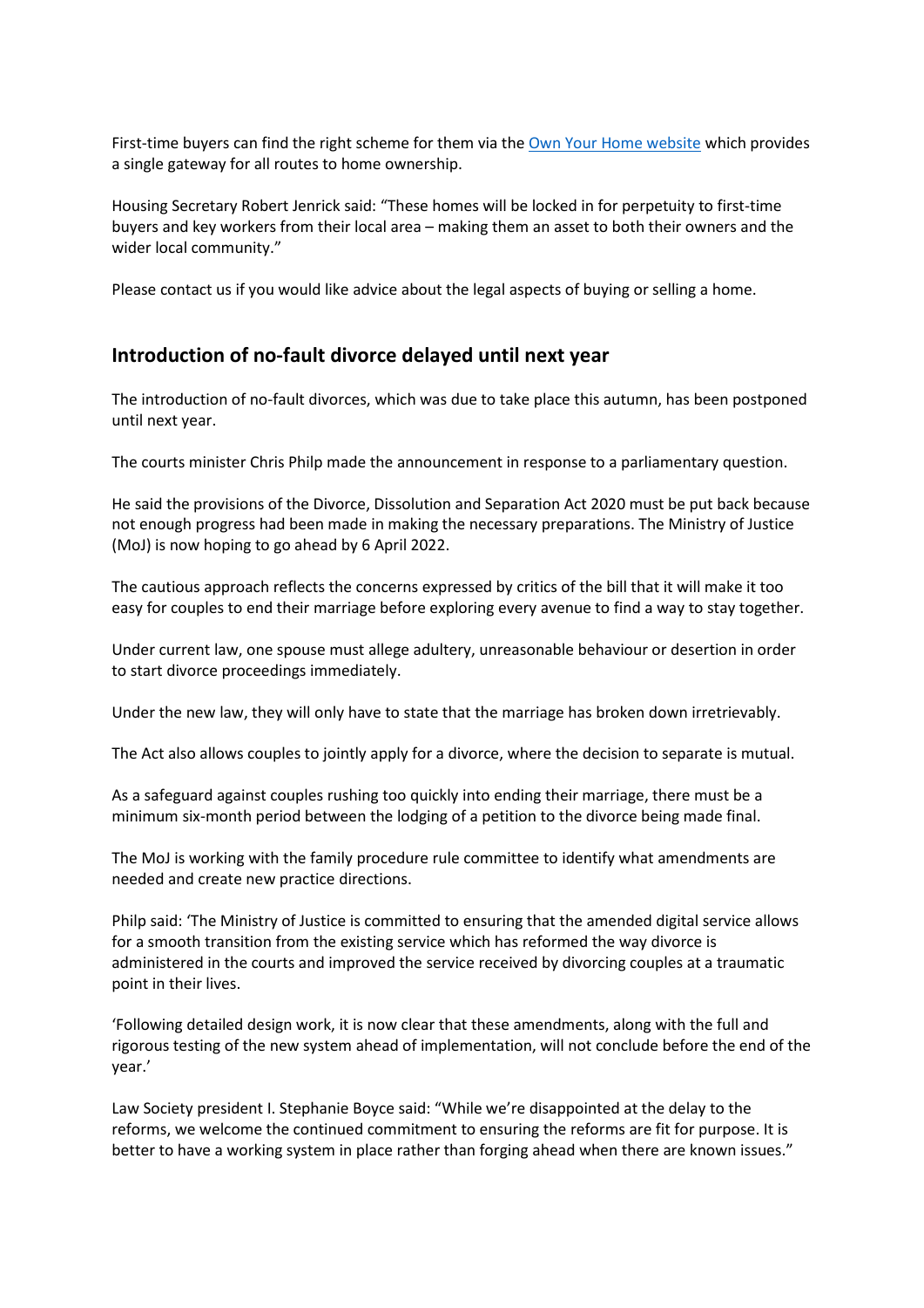First-time buyers can find the right scheme for them via the [Own Your Home website] which provides a single gateway for all routes to home ownership.

Housing Secretary Robert Jenrick said: "These homes will be locked in for perpetuity to first-time buyers and key workers from their local area – making them an asset to both their owners and the wider local community."

Please contact us if you would like advice about the legal aspects of buying or selling a home.

## Introduction of no-fault divorce delayed until next year

The introduction of no-fault divorces, which was due to take place this autumn, has been postponed until next year.

The courts minister Chris Philp made the announcement in response to a parliamentary question.

He said the provisions of the Divorce, Dissolution and Separation Act 2020 must be put back because not enough progress had been made in making the necessary preparations. The Ministry of Justice (MoJ) is now hoping to go ahead by 6 April 2022.

The cautious approach reflects the concerns expressed by critics of the bill that it will make it too easy for couples to end their marriage before exploring every avenue to find a way to stay together.

Under current law, one spouse must allege adultery, unreasonable behaviour or desertion in order to start divorce proceedings immediately.

Under the new law, they will only have to state that the marriage has broken down irretrievably.

The Act also allows couples to jointly apply for a divorce, where the decision to separate is mutual.

As a safeguard against couples rushing too quickly into ending their marriage, there must be a minimum six-month period between the lodging of a petition to the divorce being made final.

The MoJ is working with the family procedure rule committee to identify what amendments are needed and create new practice directions.

Philp said: 'The Ministry of Justice is committed to ensuring that the amended digital service allows for a smooth transition from the existing service which has reformed the way divorce is administered in the courts and improved the service received by divorcing couples at a traumatic point in their lives.

'Following detailed design work, it is now clear that these amendments, along with the full and rigorous testing of the new system ahead of implementation, will not conclude before the end of the year.'

Law Society president I. Stephanie Boyce said: "While we're disappointed at the delay to the reforms, we welcome the continued commitment to ensuring the reforms are fit for purpose. It is better to have a working system in place rather than forging ahead when there are known issues."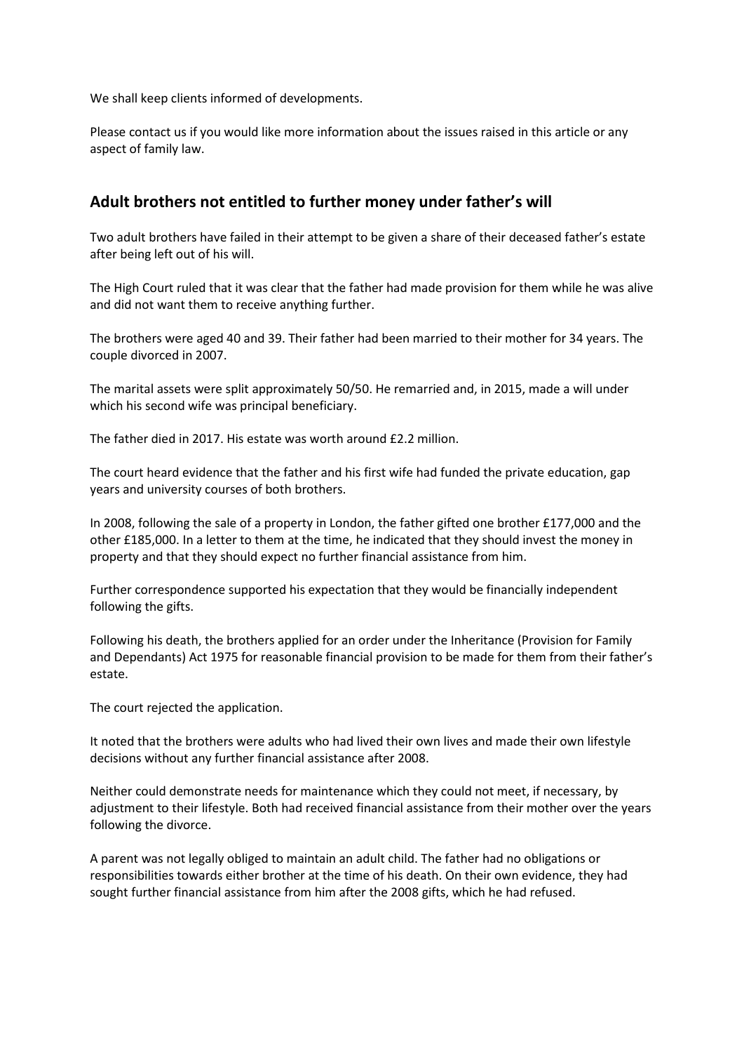We shall keep clients informed of developments.

Please contact us if you would like more information about the issues raised in this article or any aspect of family law.

## Adult brothers not entitled to further money under father's will

Two adult brothers have failed in their attempt to be given a share of their deceased father's estate after being left out of his will.

The High Court ruled that it was clear that the father had made provision for them while he was alive and did not want them to receive anything further.

The brothers were aged 40 and 39. Their father had been married to their mother for 34 years. The couple divorced in 2007.

The marital assets were split approximately 50/50. He remarried and, in 2015, made a will under which his second wife was principal beneficiary.

The father died in 2017. His estate was worth around £2.2 million.

The court heard evidence that the father and his first wife had funded the private education, gap years and university courses of both brothers.

In 2008, following the sale of a property in London, the father gifted one brother £177,000 and the other £185,000. In a letter to them at the time, he indicated that they should invest the money in property and that they should expect no further financial assistance from him.

Further correspondence supported his expectation that they would be financially independent following the gifts.

Following his death, the brothers applied for an order under the Inheritance (Provision for Family and Dependants) Act 1975 for reasonable financial provision to be made for them from their father's estate.

The court rejected the application.

It noted that the brothers were adults who had lived their own lives and made their own lifestyle decisions without any further financial assistance after 2008.

Neither could demonstrate needs for maintenance which they could not meet, if necessary, by adjustment to their lifestyle. Both had received financial assistance from their mother over the years following the divorce.

A parent was not legally obliged to maintain an adult child. The father had no obligations or responsibilities towards either brother at the time of his death. On their own evidence, they had sought further financial assistance from him after the 2008 gifts, which he had refused.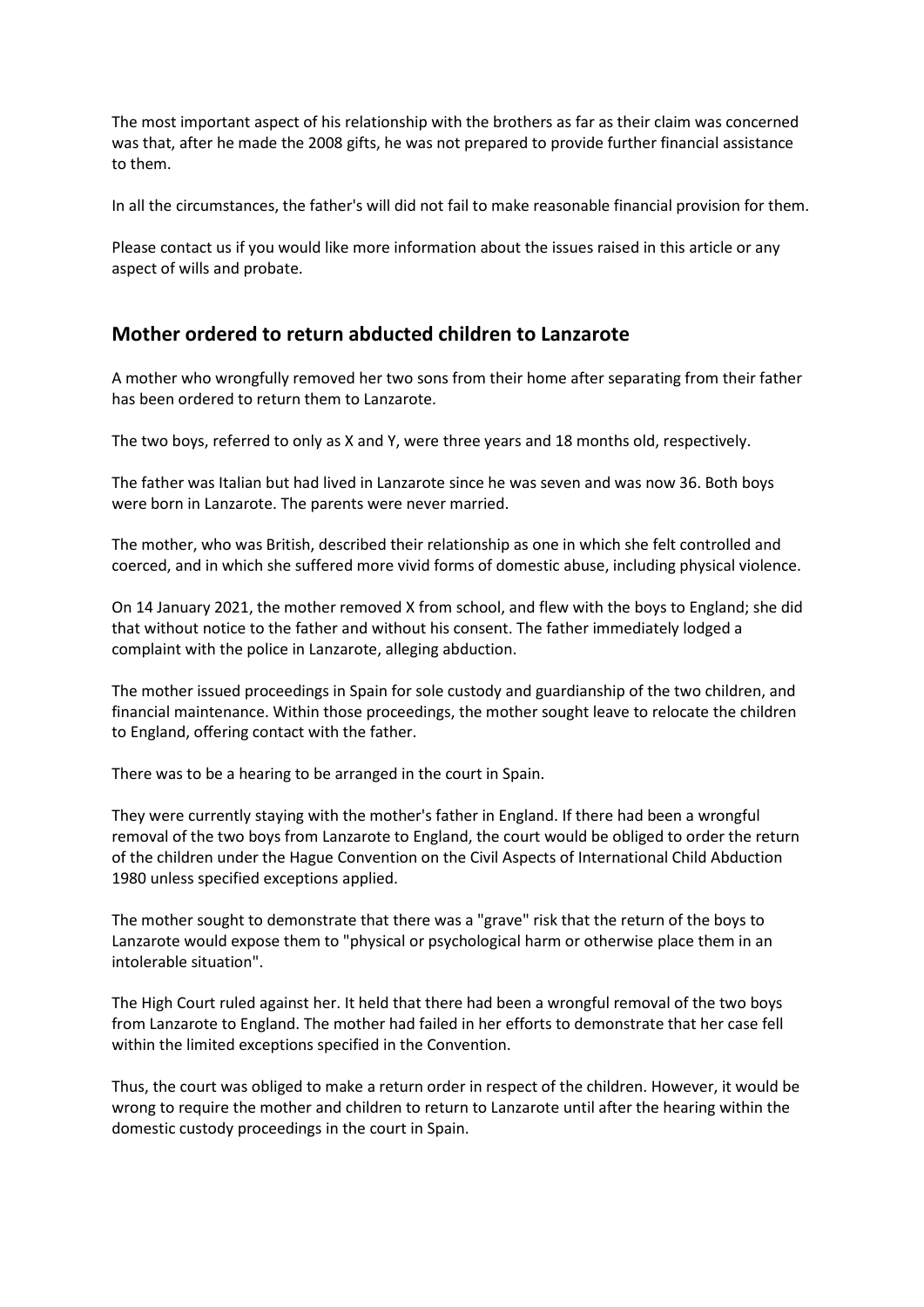The most important aspect of his relationship with the brothers as far as their claim was concerned was that, after he made the 2008 gifts, he was not prepared to provide further financial assistance to them.

In all the circumstances, the father's will did not fail to make reasonable financial provision for them.

Please contact us if you would like more information about the issues raised in this article or any aspect of wills and probate.

## Mother ordered to return abducted children to Lanzarote

A mother who wrongfully removed her two sons from their home after separating from their father has been ordered to return them to Lanzarote.

The two boys, referred to only as X and Y, were three years and 18 months old, respectively.

The father was Italian but had lived in Lanzarote since he was seven and was now 36. Both boys were born in Lanzarote. The parents were never married.

The mother, who was British, described their relationship as one in which she felt controlled and coerced, and in which she suffered more vivid forms of domestic abuse, including physical violence.

On 14 January 2021, the mother removed X from school, and flew with the boys to England; she did that without notice to the father and without his consent. The father immediately lodged a complaint with the police in Lanzarote, alleging abduction.

The mother issued proceedings in Spain for sole custody and guardianship of the two children, and financial maintenance. Within those proceedings, the mother sought leave to relocate the children to England, offering contact with the father.

There was to be a hearing to be arranged in the court in Spain.

They were currently staying with the mother's father in England. If there had been a wrongful removal of the two boys from Lanzarote to England, the court would be obliged to order the return of the children under the Hague Convention on the Civil Aspects of International Child Abduction 1980 unless specified exceptions applied.

The mother sought to demonstrate that there was a "grave" risk that the return of the boys to Lanzarote would expose them to "physical or psychological harm or otherwise place them in an intolerable situation".

The High Court ruled against her. It held that there had been a wrongful removal of the two boys from Lanzarote to England. The mother had failed in her efforts to demonstrate that her case fell within the limited exceptions specified in the Convention.

Thus, the court was obliged to make a return order in respect of the children. However, it would be wrong to require the mother and children to return to Lanzarote until after the hearing within the domestic custody proceedings in the court in Spain.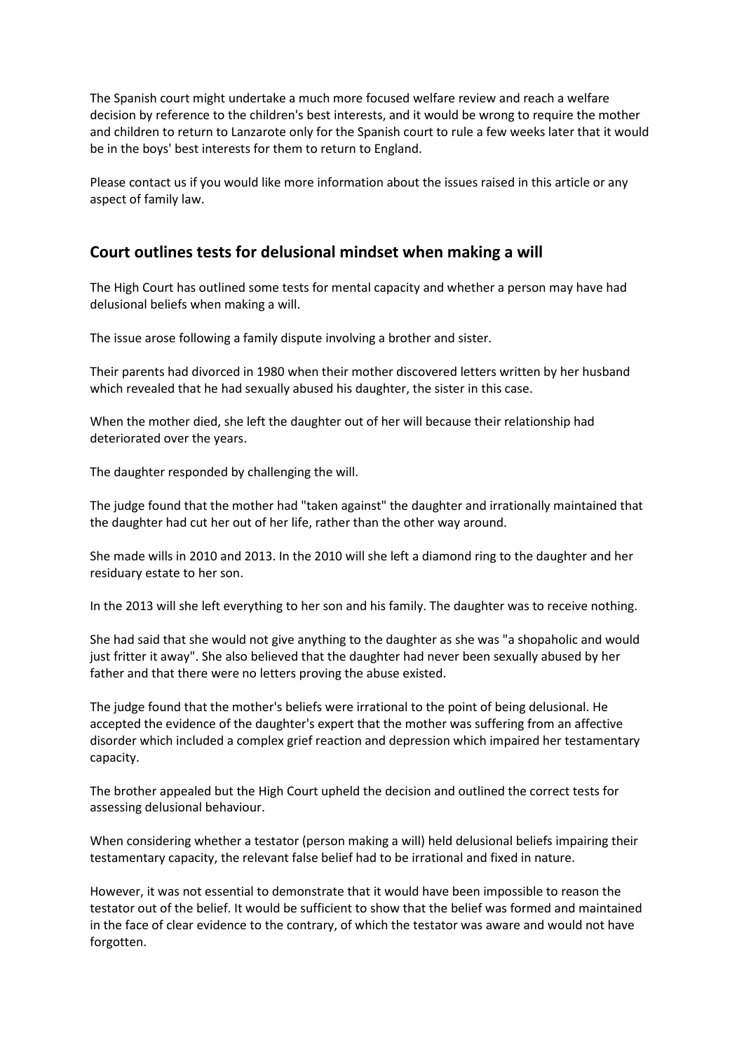The Spanish court might undertake a much more focused welfare review and reach a welfare decision by reference to the children's best interests, and it would be wrong to require the mother and children to return to Lanzarote only for the Spanish court to rule a few weeks later that it would be in the boys' best interests for them to return to England.

Please contact us if you would like more information about the issues raised in this article or any aspect of family law.

## Court outlines tests for delusional mindset when making a will

The High Court has outlined some tests for mental capacity and whether a person may have had delusional beliefs when making a will.

The issue arose following a family dispute involving a brother and sister.

Their parents had divorced in 1980 when their mother discovered letters written by her husband which revealed that he had sexually abused his daughter, the sister in this case.

When the mother died, she left the daughter out of her will because their relationship had deteriorated over the years.

The daughter responded by challenging the will.

The judge found that the mother had "taken against" the daughter and irrationally maintained that the daughter had cut her out of her life, rather than the other way around.

She made wills in 2010 and 2013. In the 2010 will she left a diamond ring to the daughter and her residuary estate to her son.

In the 2013 will she left everything to her son and his family. The daughter was to receive nothing.

She had said that she would not give anything to the daughter as she was "a shopaholic and would just fritter it away". She also believed that the daughter had never been sexually abused by her father and that there were no letters proving the abuse existed.

The judge found that the mother's beliefs were irrational to the point of being delusional. He accepted the evidence of the daughter's expert that the mother was suffering from an affective disorder which included a complex grief reaction and depression which impaired her testamentary capacity.

The brother appealed but the High Court upheld the decision and outlined the correct tests for assessing delusional behaviour.

When considering whether a testator (person making a will) held delusional beliefs impairing their testamentary capacity, the relevant false belief had to be irrational and fixed in nature.

However, it was not essential to demonstrate that it would have been impossible to reason the testator out of the belief. It would be sufficient to show that the belief was formed and maintained in the face of clear evidence to the contrary, of which the testator was aware and would not have forgotten.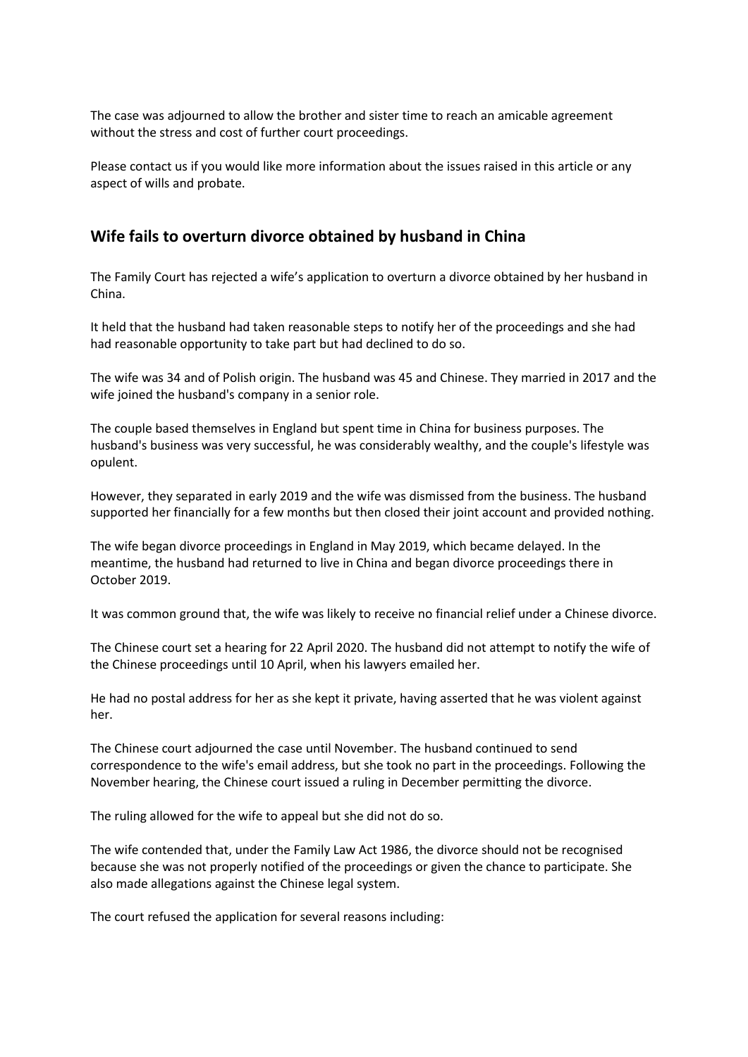The case was adjourned to allow the brother and sister time to reach an amicable agreement without the stress and cost of further court proceedings.

Please contact us if you would like more information about the issues raised in this article or any aspect of wills and probate.

## Wife fails to overturn divorce obtained by husband in China

The Family Court has rejected a wife's application to overturn a divorce obtained by her husband in China.

It held that the husband had taken reasonable steps to notify her of the proceedings and she had had reasonable opportunity to take part but had declined to do so.

The wife was 34 and of Polish origin. The husband was 45 and Chinese. They married in 2017 and the wife joined the husband's company in a senior role.

The couple based themselves in England but spent time in China for business purposes. The husband's business was very successful, he was considerably wealthy, and the couple's lifestyle was opulent.

However, they separated in early 2019 and the wife was dismissed from the business. The husband supported her financially for a few months but then closed their joint account and provided nothing.

The wife began divorce proceedings in England in May 2019, which became delayed. In the meantime, the husband had returned to live in China and began divorce proceedings there in October 2019.

It was common ground that, the wife was likely to receive no financial relief under a Chinese divorce.

The Chinese court set a hearing for 22 April 2020. The husband did not attempt to notify the wife of the Chinese proceedings until 10 April, when his lawyers emailed her.

He had no postal address for her as she kept it private, having asserted that he was violent against her.

The Chinese court adjourned the case until November. The husband continued to send correspondence to the wife's email address, but she took no part in the proceedings. Following the November hearing, the Chinese court issued a ruling in December permitting the divorce.

The ruling allowed for the wife to appeal but she did not do so.

The wife contended that, under the Family Law Act 1986, the divorce should not be recognised because she was not properly notified of the proceedings or given the chance to participate. She also made allegations against the Chinese legal system.

The court refused the application for several reasons including: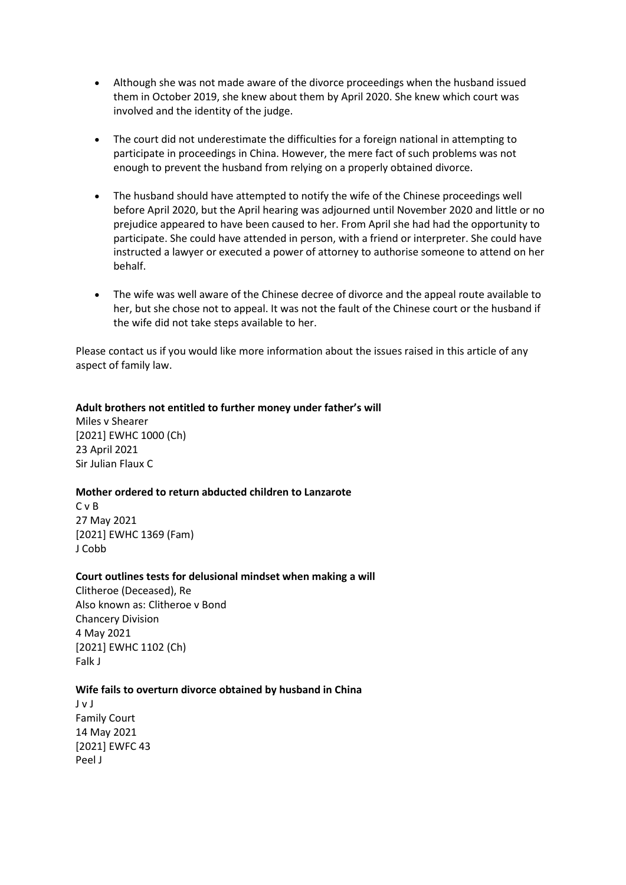- Although she was not made aware of the divorce proceedings when the husband issued them in October 2019, she knew about them by April 2020. She knew which court was involved and the identity of the judge.
- The court did not underestimate the difficulties for a foreign national in attempting to participate in proceedings in China. However, the mere fact of such problems was not enough to prevent the husband from relying on a properly obtained divorce.
- The husband should have attempted to notify the wife of the Chinese proceedings well before April 2020, but the April hearing was adjourned until November 2020 and little or no prejudice appeared to have been caused to her. From April she had had the opportunity to participate. She could have attended in person, with a friend or interpreter. She could have instructed a lawyer or executed a power of attorney to authorise someone to attend on her behalf.
- The wife was well aware of the Chinese decree of divorce and the appeal route available to her, but she chose not to appeal. It was not the fault of the Chinese court or the husband if the wife did not take steps available to her.

Please contact us if you would like more information about the issues raised in this article of any aspect of family law.

**Adult brothers not entitled to further money under father's will**
Miles v Shearer
[2021] EWHC 1000 (Ch)
23 April 2021
Sir Julian Flaux C

**Mother ordered to return abducted children to Lanzarote**
C v B
27 May 2021
[2021] EWHC 1369 (Fam)
J Cobb

**Court outlines tests for delusional mindset when making a will**
Clitheroe (Deceased), Re
Also known as: Clitheroe v Bond
Chancery Division
4 May 2021
[2021] EWHC 1102 (Ch)
Falk J

**Wife fails to overturn divorce obtained by husband in China**
J v J
Family Court
14 May 2021
[2021] EWFC 43
Peel J